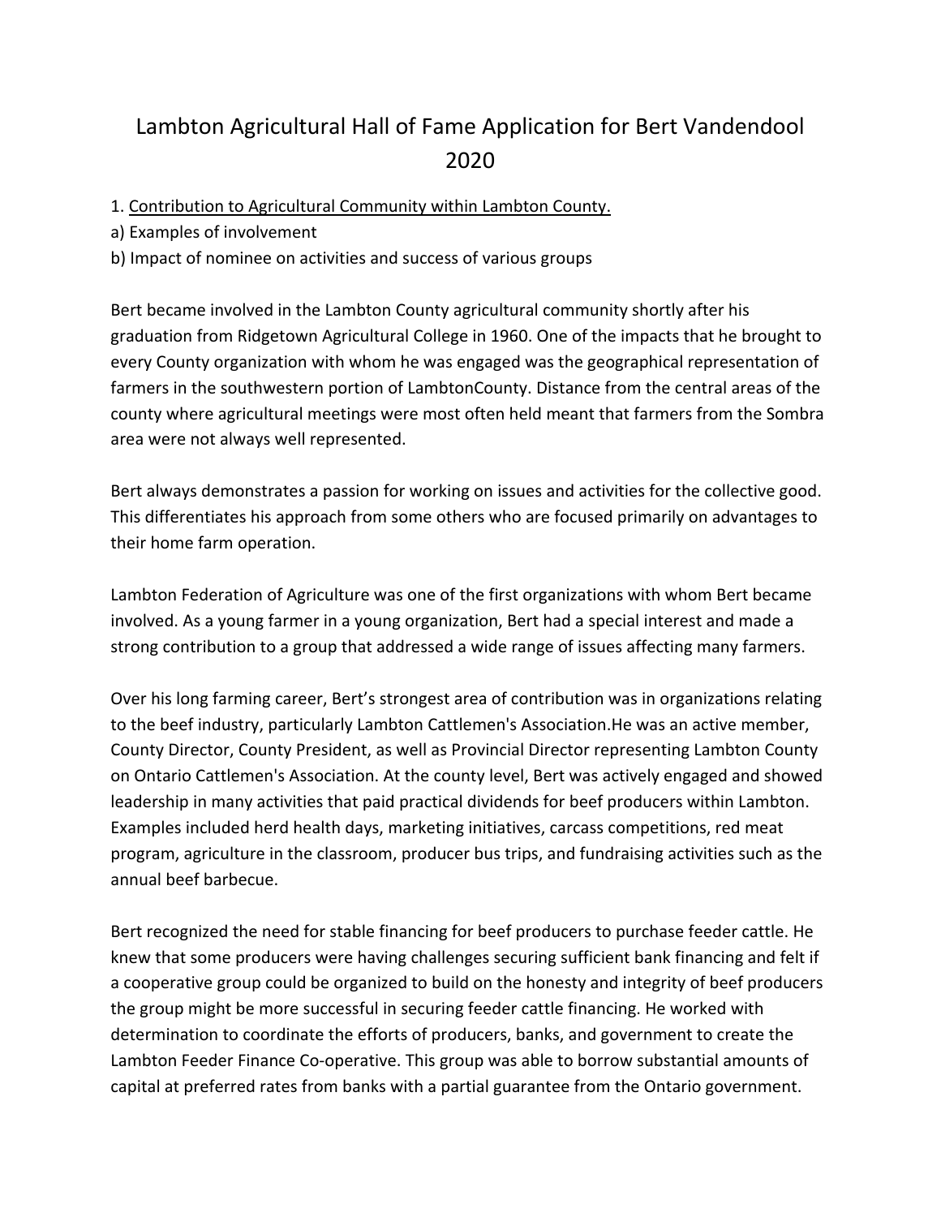# Lambton Agricultural Hall of Fame Application for Bert Vandendool 2020

1. Contribution to Agricultural Community within Lambton County.

a) Examples of involvement

b) Impact of nominee on activities and success of various groups

Bert became involved in the Lambton County agricultural community shortly after his graduation from Ridgetown Agricultural College in 1960. One of the impacts that he brought to every County organization with whom he was engaged was the geographical representation of farmers in the southwestern portion of LambtonCounty. Distance from the central areas of the county where agricultural meetings were most often held meant that farmers from the Sombra area were not always well represented.

Bert always demonstrates a passion for working on issues and activities for the collective good. This differentiates his approach from some others who are focused primarily on advantages to their home farm operation.

Lambton Federation of Agriculture was one of the first organizations with whom Bert became involved. As a young farmer in a young organization, Bert had a special interest and made a strong contribution to a group that addressed a wide range of issues affecting many farmers.

Over his long farming career, Bert's strongest area of contribution was in organizations relating to the beef industry, particularly Lambton Cattlemen's Association.He was an active member, County Director, County President, as well as Provincial Director representing Lambton County on Ontario Cattlemen's Association. At the county level, Bert was actively engaged and showed leadership in many activities that paid practical dividends for beef producers within Lambton. Examples included herd health days, marketing initiatives, carcass competitions, red meat program, agriculture in the classroom, producer bus trips, and fundraising activities such as the annual beef barbecue.

Bert recognized the need for stable financing for beef producers to purchase feeder cattle. He knew that some producers were having challenges securing sufficient bank financing and felt if a cooperative group could be organized to build on the honesty and integrity of beef producers the group might be more successful in securing feeder cattle financing. He worked with determination to coordinate the efforts of producers, banks, and government to create the Lambton Feeder Finance Co-operative. This group was able to borrow substantial amounts of capital at preferred rates from banks with a partial guarantee from the Ontario government.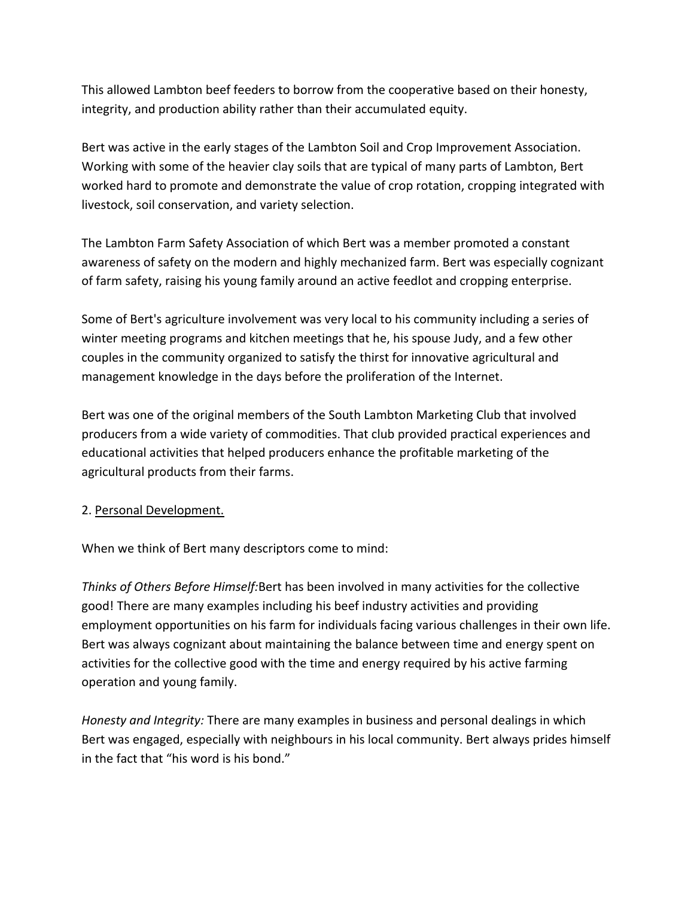This allowed Lambton beef feeders to borrow from the cooperative based on their honesty, integrity, and production ability rather than their accumulated equity.

Bert was active in the early stages of the Lambton Soil and Crop Improvement Association. Working with some of the heavier clay soils that are typical of many parts of Lambton, Bert worked hard to promote and demonstrate the value of crop rotation, cropping integrated with livestock, soil conservation, and variety selection.

The Lambton Farm Safety Association of which Bert was a member promoted a constant awareness of safety on the modern and highly mechanized farm. Bert was especially cognizant of farm safety, raising his young family around an active feedlot and cropping enterprise.

Some of Bert's agriculture involvement was very local to his community including a series of winter meeting programs and kitchen meetings that he, his spouse Judy, and a few other couples in the community organized to satisfy the thirst for innovative agricultural and management knowledge in the days before the proliferation of the Internet.

Bert was one of the original members of the South Lambton Marketing Club that involved producers from a wide variety of commodities. That club provided practical experiences and educational activities that helped producers enhance the profitable marketing of the agricultural products from their farms.

2. Personal Development.

When we think of Bert many descriptors come to mind:

*Thinks of Others Before Himself:*Bert has been involved in many activities for the collective good! There are many examples including his beef industry activities and providing employment opportunities on his farm for individuals facing various challenges in their own life. Bert was always cognizant about maintaining the balance between time and energy spent on activities for the collective good with the time and energy required by his active farming operation and young family.

*Honesty and Integrity:* There are many examples in business and personal dealings in which Bert was engaged, especially with neighbours in his local community. Bert always prides himself in the fact that “his word is his bond.”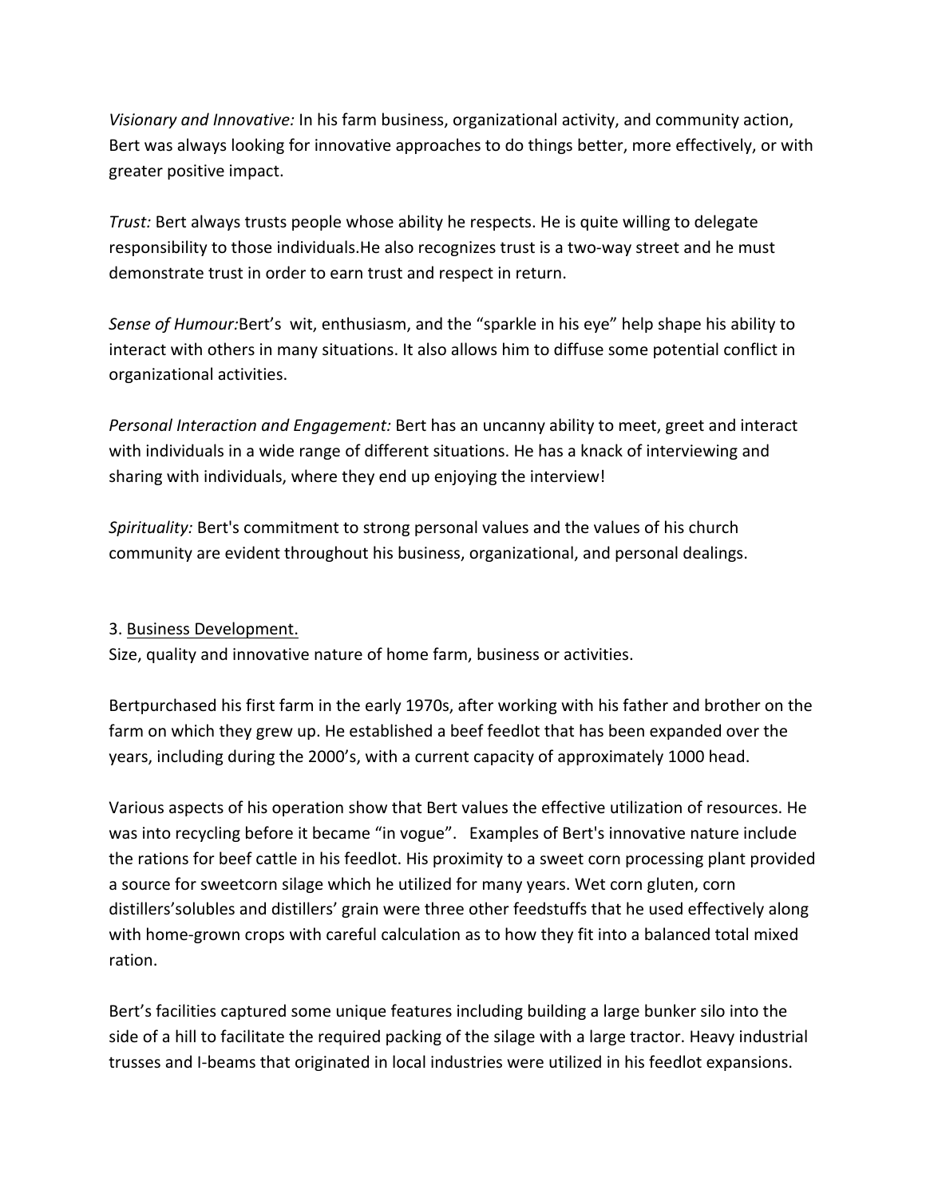*Visionary and Innovative:* In his farm business, organizational activity, and community action, Bert was always looking for innovative approaches to do things better, more effectively, or with greater positive impact.

*Trust:* Bert always trusts people whose ability he respects. He is quite willing to delegate responsibility to those individuals.He also recognizes trust is a two-way street and he must demonstrate trust in order to earn trust and respect in return.

*Sense of Humour:*Bert's wit, enthusiasm, and the "sparkle in his eye" help shape his ability to interact with others in many situations. It also allows him to diffuse some potential conflict in organizational activities.

*Personal Interaction and Engagement:* Bert has an uncanny ability to meet, greet and interact with individuals in a wide range of different situations. He has a knack of interviewing and sharing with individuals, where they end up enjoying the interview!

*Spirituality:* Bert's commitment to strong personal values and the values of his church community are evident throughout his business, organizational, and personal dealings.

3. <u>Business Development.</u>
Size, quality and innovative nature of home farm, business or activities.

Bertpurchased his first farm in the early 1970s, after working with his father and brother on the farm on which they grew up. He established a beef feedlot that has been expanded over the years, including during the 2000's, with a current capacity of approximately 1000 head.

Various aspects of his operation show that Bert values the effective utilization of resources. He was into recycling before it became "in vogue". Examples of Bert's innovative nature include the rations for beef cattle in his feedlot. His proximity to a sweet corn processing plant provided a source for sweetcorn silage which he utilized for many years. Wet corn gluten, corn distillers'solubles and distillers' grain were three other feedstuffs that he used effectively along with home-grown crops with careful calculation as to how they fit into a balanced total mixed ration.

Bert's facilities captured some unique features including building a large bunker silo into the side of a hill to facilitate the required packing of the silage with a large tractor. Heavy industrial trusses and I-beams that originated in local industries were utilized in his feedlot expansions.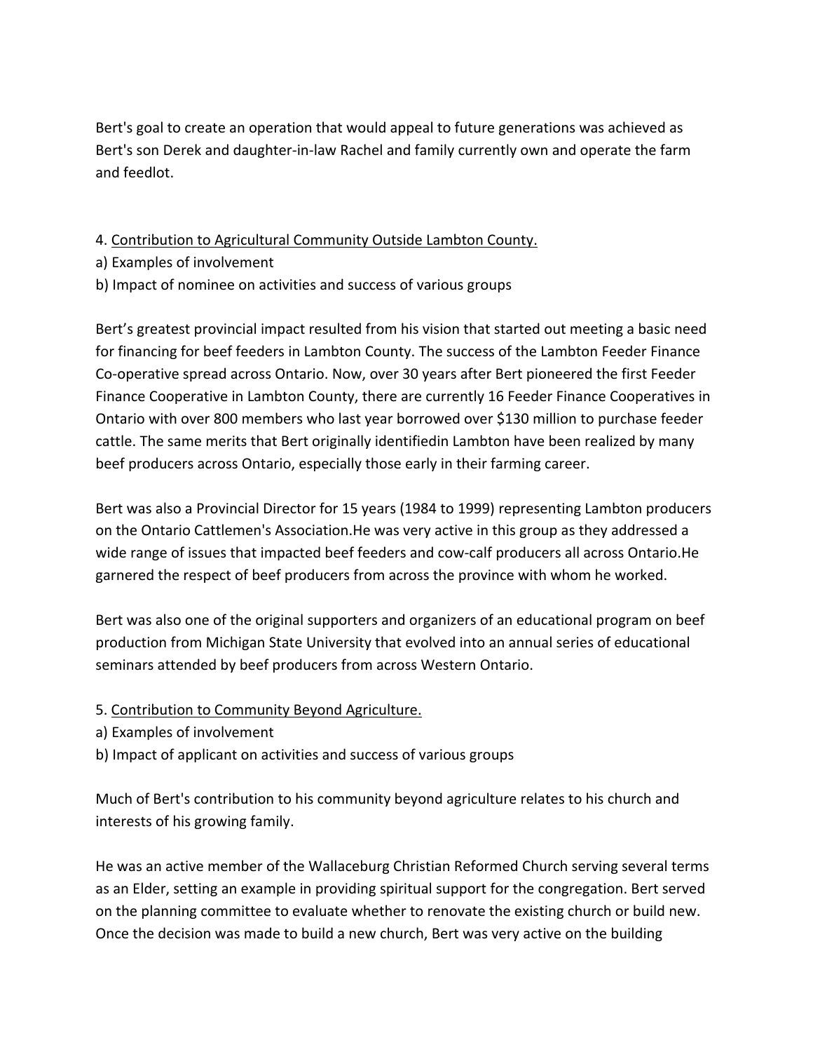Bert's goal to create an operation that would appeal to future generations was achieved as Bert's son Derek and daughter-in-law Rachel and family currently own and operate the farm and feedlot.

4. <u>Contribution to Agricultural Community Outside Lambton County.</u>
a) Examples of involvement
b) Impact of nominee on activities and success of various groups

Bert's greatest provincial impact resulted from his vision that started out meeting a basic need for financing for beef feeders in Lambton County. The success of the Lambton Feeder Finance Co-operative spread across Ontario. Now, over 30 years after Bert pioneered the first Feeder Finance Cooperative in Lambton County, there are currently 16 Feeder Finance Cooperatives in Ontario with over 800 members who last year borrowed over $130 million to purchase feeder cattle. The same merits that Bert originally identifiedin Lambton have been realized by many beef producers across Ontario, especially those early in their farming career.

Bert was also a Provincial Director for 15 years (1984 to 1999) representing Lambton producers on the Ontario Cattlemen's Association.He was very active in this group as they addressed a wide range of issues that impacted beef feeders and cow-calf producers all across Ontario.He garnered the respect of beef producers from across the province with whom he worked.

Bert was also one of the original supporters and organizers of an educational program on beef production from Michigan State University that evolved into an annual series of educational seminars attended by beef producers from across Western Ontario.

5. <u>Contribution to Community Beyond Agriculture.</u>
a) Examples of involvement
b) Impact of applicant on activities and success of various groups

Much of Bert's contribution to his community beyond agriculture relates to his church and interests of his growing family.

He was an active member of the Wallaceburg Christian Reformed Church serving several terms as an Elder, setting an example in providing spiritual support for the congregation. Bert served on the planning committee to evaluate whether to renovate the existing church or build new. Once the decision was made to build a new church, Bert was very active on the building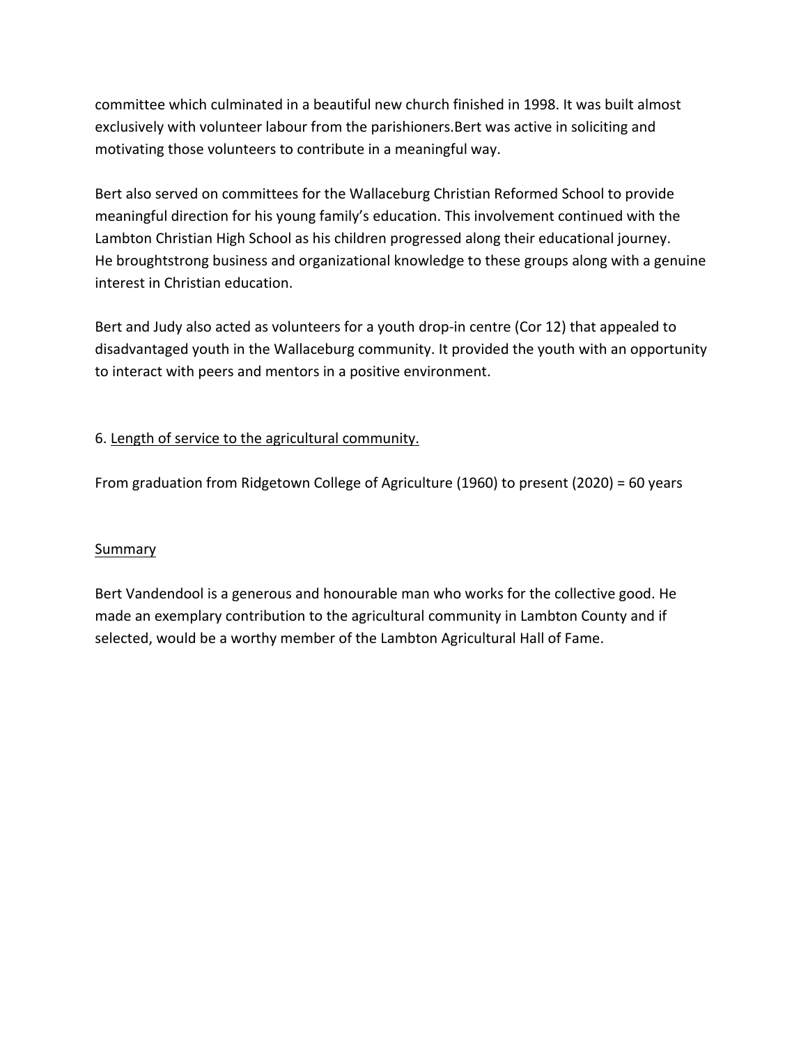committee which culminated in a beautiful new church finished in 1998. It was built almost exclusively with volunteer labour from the parishioners.Bert was active in soliciting and motivating those volunteers to contribute in a meaningful way.

Bert also served on committees for the Wallaceburg Christian Reformed School to provide meaningful direction for his young family's education. This involvement continued with the Lambton Christian High School as his children progressed along their educational journey. He broughtstrong business and organizational knowledge to these groups along with a genuine interest in Christian education.

Bert and Judy also acted as volunteers for a youth drop-in centre (Cor 12) that appealed to disadvantaged youth in the Wallaceburg community. It provided the youth with an opportunity to interact with peers and mentors in a positive environment.

6. <u>Length of service to the agricultural community.</u>

From graduation from Ridgetown College of Agriculture (1960) to present (2020) = 60 years

<u>Summary</u>

Bert Vandendool is a generous and honourable man who works for the collective good. He made an exemplary contribution to the agricultural community in Lambton County and if selected, would be a worthy member of the Lambton Agricultural Hall of Fame.